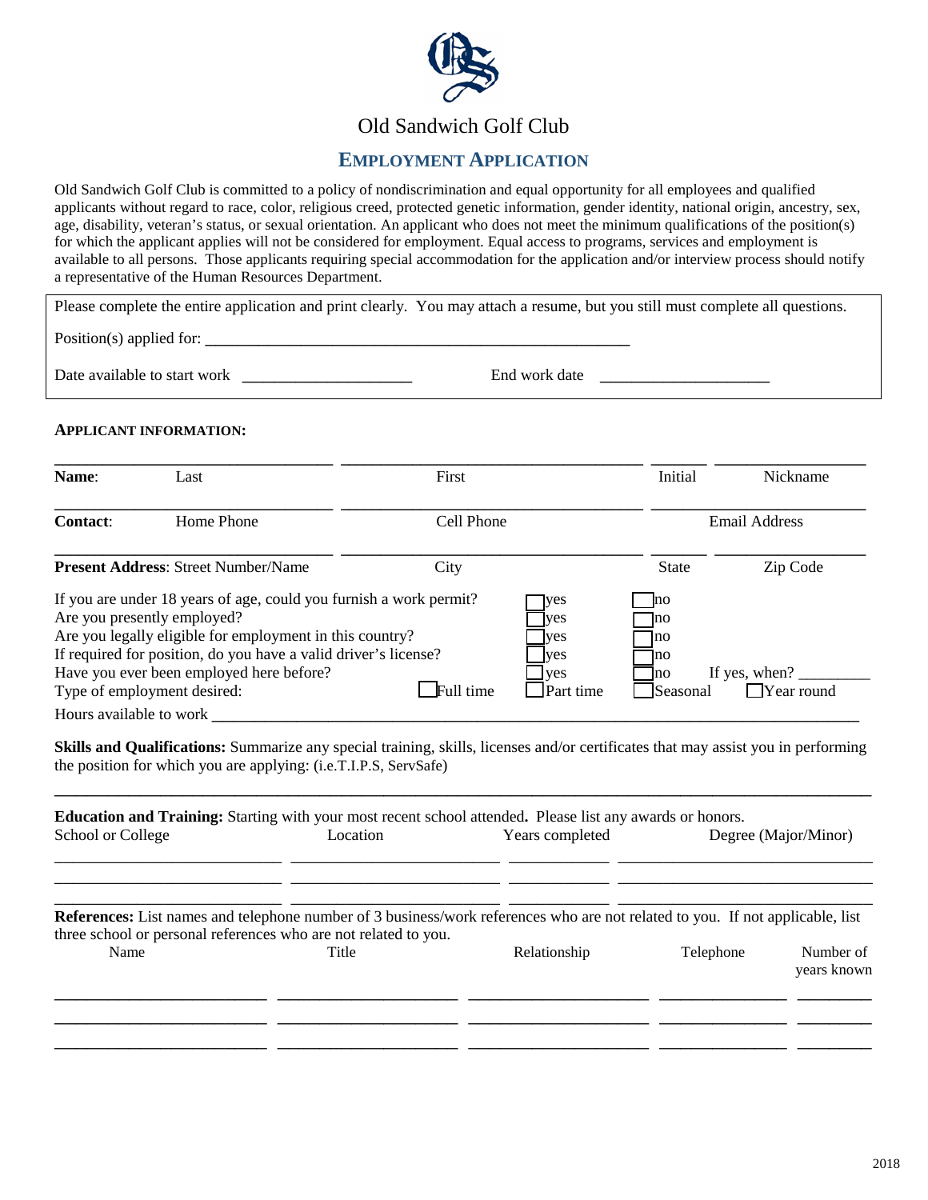# Old Sandwich Golf Club

## EMPLOYMENT APPLICATION

Old Sandwich Golf Club is committed to a policy of nondiscrimination and equal opportunity for all employees and qualified applicants without regard to race, color, religious creed, protected genetic information, gender identity, national origin, ancestry, sex, age, disability, veteran's status, or sexual orientation. An applicant who does not meet the minimum qualifications of the position(s) for which the applicant applies will not be considered for employment. Equal access to programs, services and employment is available to all persons. Those applicants requiring special accommodation for the application and/or interview process should notify a representative of the Human Resources Department.

Please complete the entire application and print clearly. You may attach a resume, but you still must complete all questions.

Position(s) applied for: ______________________________________________________

Date available to start work ____________________ End work date ____________________

### APPLICANT INFORMATION:

| | | | | |
|---|---|---|---|---|
| **Name**: | Last | First | Initial | Nickname |
| **Contact**: | Home Phone | Cell Phone | | Email Address |
| **Present Address**: | Street Number/Name | City | State | Zip Code |

If you are under 18 years of age, could you furnish a work permit? ☐ yes ☐ no

Are you presently employed? ☐ yes ☐ no

Are you legally eligible for employment in this country? ☐ yes ☐ no

If required for position, do you have a valid driver's license? ☐ yes ☐ no

Have you ever been employed here before? ☐ yes ☐ no If yes, when? ________

Type of employment desired: ☐ Full time ☐ Part time ☐ Seasonal ☐ Year round

Hours available to work ______________________________________________________

**Skills and Qualifications:** Summarize any special training, skills, licenses and/or certificates that may assist you in performing the position for which you are applying: (i.e.T.I.P.S, ServSafe)

______________________________________________________________________________

**Education and Training:** Starting with your most recent school attended**.** Please list any awards or honors.

| School or College | Location | Years completed | Degree (Major/Minor) |
|---|---|---|---|
| | | | |
| | | | |
| | | | |

**References:** List names and telephone number of 3 business/work references who are not related to you. If not applicable, list three school or personal references who are not related to you.

| Name | Title | Relationship | Telephone | Number of years known |
|---|---|---|---|---|
| | | | | |
| | | | | |
| | | | | |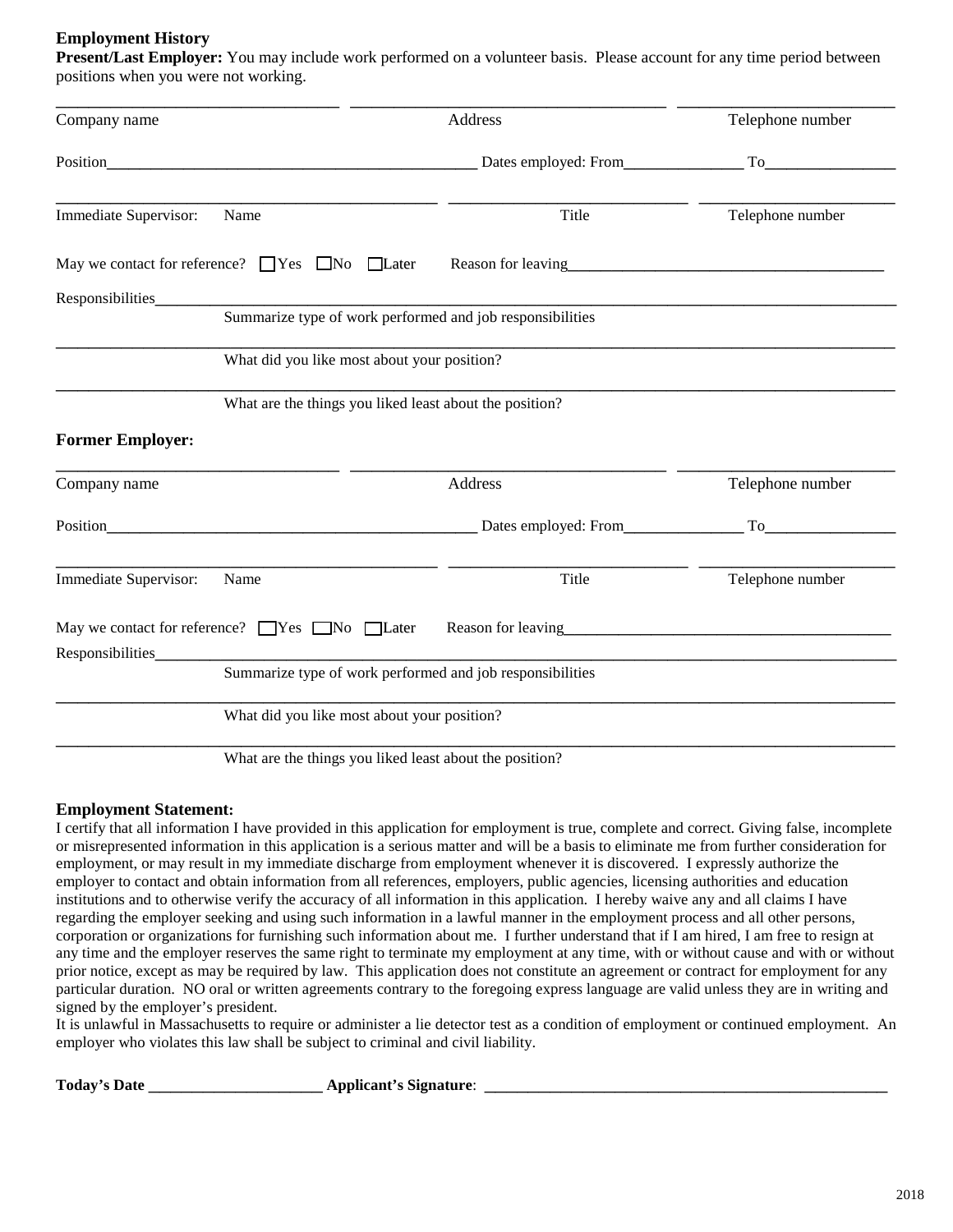**Employment History**

**Present/Last Employer:** You may include work performed on a volunteer basis. Please account for any time period between positions when you were not working.

| Company name | Address | Telephone number |
|---|---|---|

Position________________________________ Dates employed: From______________ To______________

| Immediate Supervisor: Name | Title | Telephone number |
|---|---|---|

May we contact for reference? ☐Yes ☐No ☐Later Reason for leaving________________________________

Responsibilities________________________________________________________________

Summarize type of work performed and job responsibilities

________________________________________________________________

What did you like most about your position?

________________________________________________________________

What are the things you liked least about the position?

**Former Employer:**

| Company name | Address | Telephone number |
|---|---|---|

Position________________________________ Dates employed: From______________ To______________

| Immediate Supervisor: Name | Title | Telephone number |
|---|---|---|

May we contact for reference? ☐Yes ☐No ☐Later Reason for leaving________________________________

Responsibilities________________________________________________________________

Summarize type of work performed and job responsibilities

________________________________________________________________

What did you like most about your position?

________________________________________________________________

What are the things you liked least about the position?

**Employment Statement:**

I certify that all information I have provided in this application for employment is true, complete and correct. Giving false, incomplete or misrepresented information in this application is a serious matter and will be a basis to eliminate me from further consideration for employment, or may result in my immediate discharge from employment whenever it is discovered. I expressly authorize the employer to contact and obtain information from all references, employers, public agencies, licensing authorities and education institutions and to otherwise verify the accuracy of all information in this application. I hereby waive any and all claims I have regarding the employer seeking and using such information in a lawful manner in the employment process and all other persons, corporation or organizations for furnishing such information about me. I further understand that if I am hired, I am free to resign at any time and the employer reserves the same right to terminate my employment at any time, with or without cause and with or without prior notice, except as may be required by law. This application does not constitute an agreement or contract for employment for any particular duration. NO oral or written agreements contrary to the foregoing express language are valid unless they are in writing and signed by the employer's president.

It is unlawful in Massachusetts to require or administer a lie detector test as a condition of employment or continued employment. An employer who violates this law shall be subject to criminal and civil liability.

**Today's Date** ______________________ **Applicant's Signature**: ________________________________________

2018